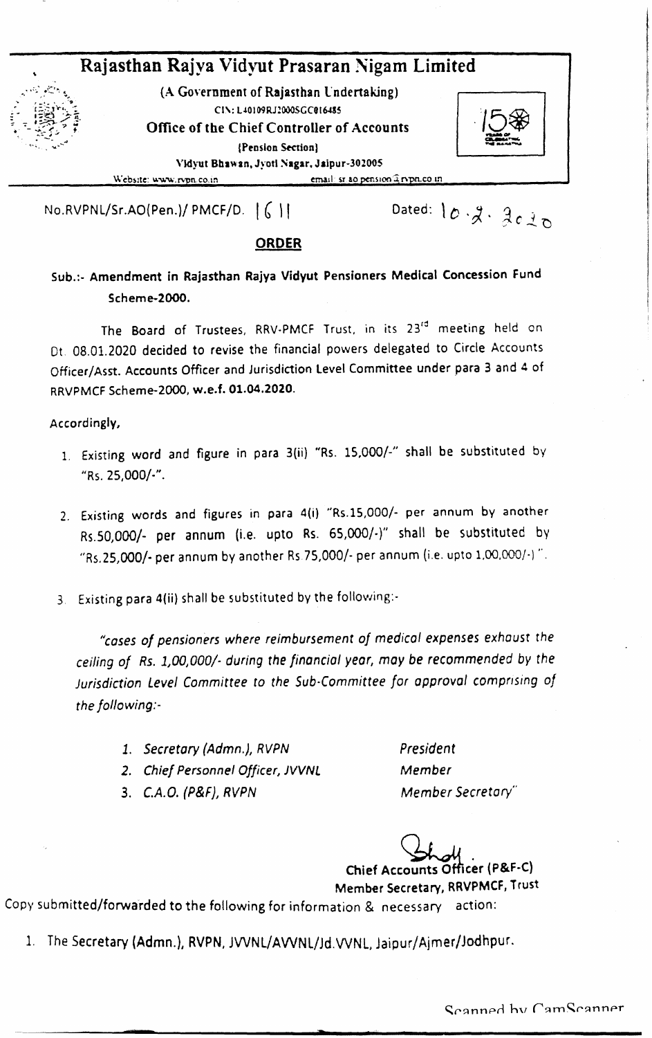# Rajasthan Rajya Vidyut Prasaran Nigam Limited

(A Government of Rajasthan Undertaking)

CIN: L40109RJ2000SGC016485

**Office of the Chief Controller of Accounts**

(Pension Section)

Vidyut Bhawan, Jyoti Nagar, Jaipur-302005

Website: www.rvpn.co.in email: sr.ao.pension@rvpn.co.in

No.RVPNL/Sr.AO(Pen.)/ PMCF/D. 1611 Dated: 10.2.2020

## ORDER

**Sub.:- Amendment in Rajasthan Rajya Vidyut Pensioners Medical Concession Fund Scheme-2000.**

The Board of Trustees, RRV-PMCF Trust, in its 23[rd] meeting held on Dt. 08.01.2020 decided to revise the financial powers delegated to Circle Accounts Officer/Asst. Accounts Officer and Jurisdiction Level Committee under para 3 and 4 of RRVPMCF Scheme-2000, **w.e.f. 01.04.2020.**

Accordingly,

1. Existing word and figure in para 3(ii) "Rs. 15,000/-" shall be substituted by "Rs. 25,000/-".

2. Existing words and figures in para 4(i) "Rs.15,000/- per annum by another Rs.50,000/- per annum (i.e. upto Rs. 65,000/-)" shall be substituted by "Rs.25,000/- per annum by another Rs 75,000/- per annum (i.e. upto 1,00,000/-)".

3. Existing para 4(ii) shall be substituted by the following:-

*"cases of pensioners where reimbursement of medical expenses exhaust the ceiling of Rs. 1,00,000/- during the financial year, may be recommended by the Jurisdiction Level Committee to the Sub-Committee for approval comprising of the following:-*

| | |
|---|---|
| *1. Secretary (Admn.), RVPN* | *President* |
| *2. Chief Personnel Officer, JVVNL* | *Member* |
| *3. C.A.O. (P&F), RVPN* | *Member Secretary"* |

**Chief Accounts Officer (P&F-C)**
**Member Secretary, RRVPMCF, Trust**

Copy submitted/forwarded to the following for information & necessary action:

1. The Secretary (Admn.), RVPN, JVVNL/AVVNL/Jd.VVNL, Jaipur/Ajmer/Jodhpur.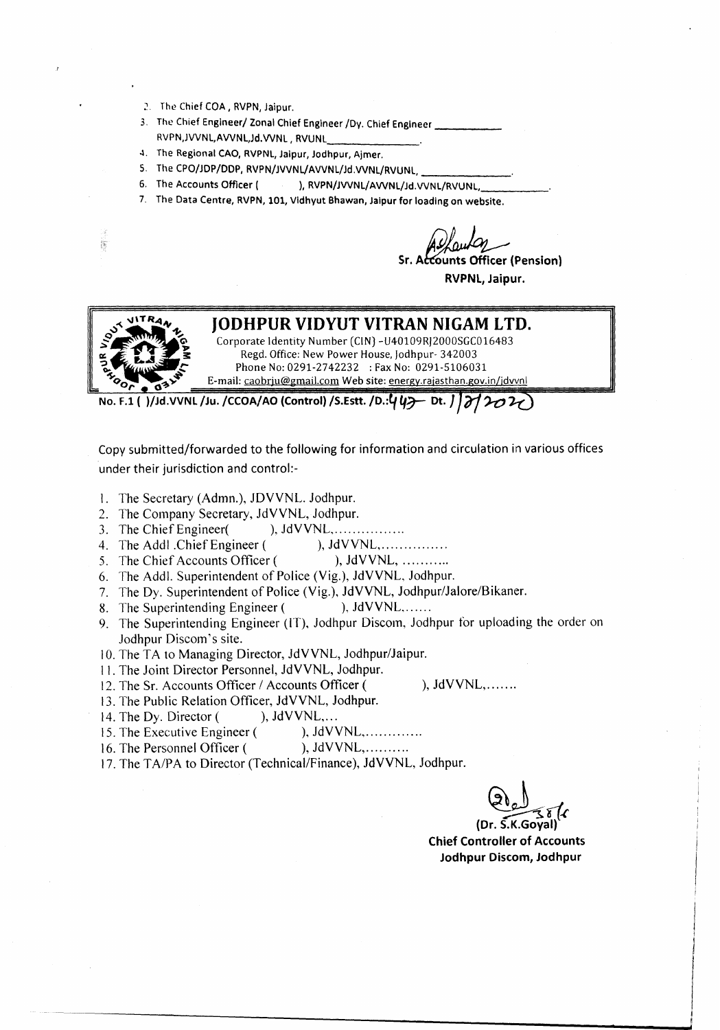2. The Chief COA , RVPN, Jaipur.
3. The Chief Engineer/ Zonal Chief Engineer /Dy. Chief Engineer ___________ RVPN,JVVNL,AVVNL,Jd.VVNL , RVUNL_______________.
4. The Regional CAO, RVPNL, Jaipur, Jodhpur, Ajmer.
5. The CPO/JDP/DDP, RVPN/JVVNL/AVVNL/Jd.VVNL/RVUNL, _______________.
6. The Accounts Officer (       ), RVPN/JVVNL/AVVNL/Jd.VVNL/RVUNL,___________.
7. The Data Centre, RVPN, 101, Vidhyut Bhawan, Jaipur for loading on website.

Sr. Accounts Officer (Pension)
**RVPNL, Jaipur.**

# JODHPUR VIDYUT VITRAN NIGAM LTD.

Corporate Identity Number (CIN) -U40109RJ2000SGC016483
Regd. Office: New Power House, Jodhpur- 342003
Phone No: 0291-2742232 : Fax No: 0291-5106031
E-mail: caobrju@gmail.com Web site: energy.rajasthan.gov.in/jdvvnl

**No. F.1 ( )/Jd.VVNL /Ju. /CCOA/AO (Control) /S.Estt. /D.:443 Dt. 1/2/2020**

Copy submitted/forwarded to the following for information and circulation in various offices under their jurisdiction and control:-

1. The Secretary (Admn.), JDVVNL. Jodhpur.
2. The Company Secretary, JdVVNL, Jodhpur.
3. The Chief Engineer(       ), JdVVNL,................
4. The Addl .Chief Engineer (       ), JdVVNL,...............
5. The Chief Accounts Officer (       ), JdVVNL, ...........
6. The Addl. Superintendent of Police (Vig.), JdVVNL, Jodhpur.
7. The Dy. Superintendent of Police (Vig.), JdVVNL, Jodhpur/Jalore/Bikaner.
8. The Superintending Engineer (       ), JdVVNL.......
9. The Superintending Engineer (IT), Jodhpur Discom, Jodhpur for uploading the order on Jodhpur Discom's site.
10. The TA to Managing Director, JdVVNL, Jodhpur/Jaipur.
11. The Joint Director Personnel, JdVVNL, Jodhpur.
12. The Sr. Accounts Officer / Accounts Officer (       ), JdVVNL,.......
13. The Public Relation Officer, JdVVNL, Jodhpur.
14. The Dy. Director (       ), JdVVNL,...
15. The Executive Engineer (       ), JdVVNL,.............
16. The Personnel Officer (       ), JdVVNL,..........
17. The TA/PA to Director (Technical/Finance), JdVVNL, Jodhpur.

(Dr. S.K.Goyal)
**Chief Controller of Accounts**
**Jodhpur Discom, Jodhpur**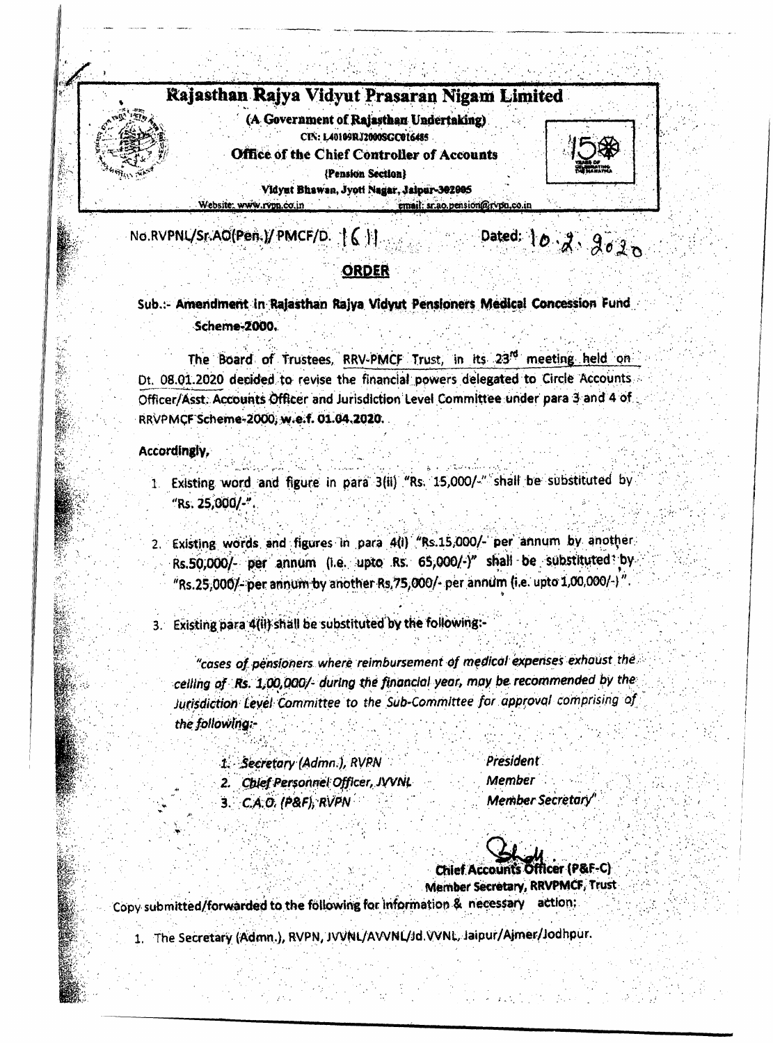# Rajasthan Rajya Vidyut Prasaran Nigam Limited

(A Government of Rajasthan Undertaking)

CIN: L40109RJ2000SGC016485

**Office of the Chief Controller of Accounts**

(Pension Section)

Vidyut Bhawan, Jyoti Nagar, Jaipur-302005

Website: www.rvpn.co.in email: sr.ao.pension@rvpn.co.in

No.RVPNL/Sr.AO(Pen.)/ PMCF/D. 161 Dated: 10.2.2020

## ORDER

**Sub.:- Amendment in Rajasthan Rajya Vidyut Pensioners Medical Concession Fund Scheme-2000.**

The Board of Trustees, RRV-PMCF Trust, in its 23rd meeting held on Dt. 08.01.2020 decided to revise the financial powers delegated to Circle Accounts Officer/Asst. Accounts Officer and Jurisdiction Level Committee under para 3 and 4 of RRVPMCF Scheme-2000, **w.e.f. 01.04.2020.**

**Accordingly,**

1. Existing word and figure in para 3(ii) "Rs. 15,000/-" shall be substituted by "Rs. 25,000/-".

2. Existing words and figures in para 4(i) "Rs.15,000/- per annum by another Rs.50,000/- per annum (i.e. upto Rs. 65,000/-)" shall be substituted by "Rs.25,000/- per annum by another Rs.75,000/- per annum (i.e. upto 1,00,000/-)".

3. Existing para 4(ii) shall be substituted by the following:-

   *"cases of pensioners where reimbursement of medical expenses exhaust the ceiling of Rs. 1,00,000/- during the financial year, may be recommended by the Jurisdiction Level Committee to the Sub-Committee for approval comprising of the following:-*

   | | |
   |---|---|
   | *1. Secretary (Admn.), RVPN* | *President* |
   | *2. Chief Personnel Officer, JVVNL* | *Member* |
   | *3. C.A.O. (P&F), RVPN* | *Member Secretary"* |

Chief Accounts Officer (P&F-C)
Member Secretary, RRVPMCF, Trust

Copy submitted/forwarded to the following for information & necessary action:

1. The Secretary (Admn.), RVPN, JVVNL/AVVNL/Jd.VVNL, Jaipur/Ajmer/Jodhpur.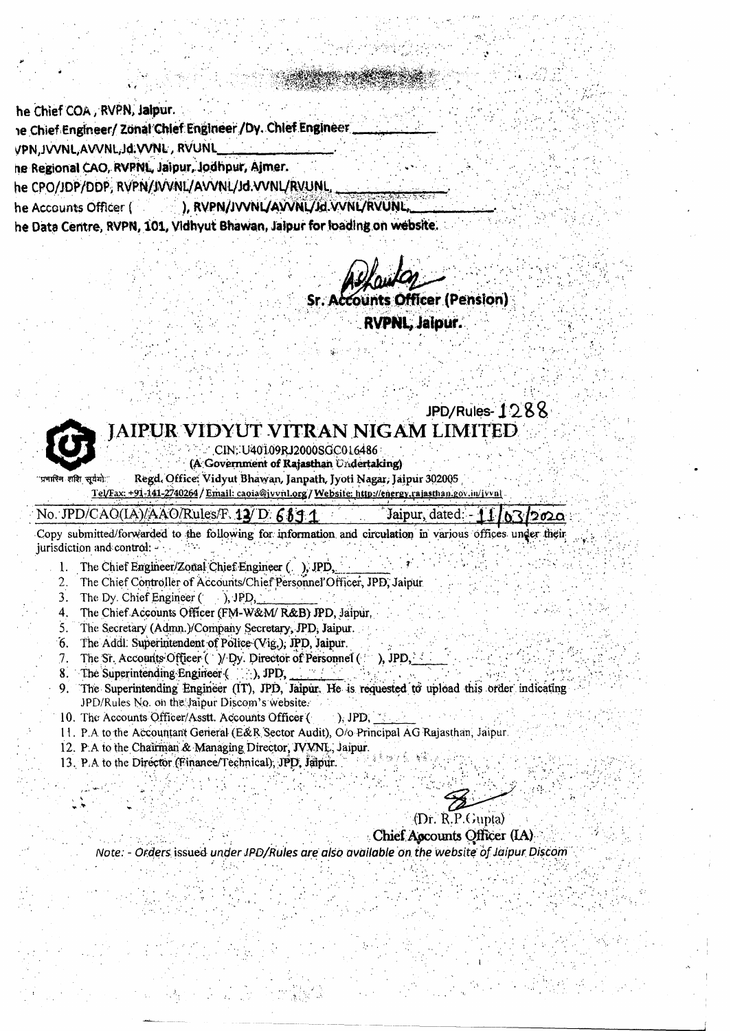he Chief COA , RVPN, Jaipur.

1e Chief Engineer/ Zonal Chief Engineer /Dy. Chief Engineer \_\_\_\_\_\_\_\_\_\_\_

VPN,JVVNL,AVVNL,Jd.VVNL , RVUNL\_\_\_\_\_\_\_\_\_\_\_\_\_\_\_.

he Regional CAO, RVPNL, Jaipur, Jodhpur, Ajmer.

he CPO/JDP/DDP, RVPN/JVVNL/AVVNL/Jd.VVNL/RVUNL, \_\_\_\_\_\_\_\_\_\_\_\_\_.

he Accounts Officer ( ), RVPN/JVVNL/AVVNL/Jd.VVNL/RVUNL,\_\_\_\_\_\_\_\_\_\_\_\_.

he Data Centre, RVPN, 101, Vidhyut Bhawan, Jaipur for loading on website.

Sr. Accounts Officer (Pension)
RVPNL, Jaipur.

JPD/Rules- 1288

# JAIPUR VIDYUT VITRAN NIGAM LIMITED

CIN: U40109RJ2000SGC016486
(A Government of Rajasthan Undertaking)

प्रकाशित शक्ति सुरंगो   Regd. Office: Vidyut Bhawan, Janpath, Jyoti Nagar, Jaipur 302005
Tel/Fax: +91-141-2740264 / Email: caoia@jvvnl.org / Website: http://energy.rajasthan.gov.in/jvvnl

No. JPD/CAO(IA)/AAO/Rules/F. 13/ D. 6831    Jaipur, dated: - 11/03/2020

Copy submitted/forwarded to the following for information and circulation in various offices under their jurisdiction and control: -

1. The Chief Engineer/Zonal Chief Engineer ( ), JPD, \_\_\_\_\_\_\_
2. The Chief Controller of Accounts/Chief Personnel Officer, JPD, Jaipur
3. The Dy. Chief Engineer ( ), JPD, \_\_\_\_\_\_\_
4. The Chief Accounts Officer (FM-W&M/ R&B) JPD, Jaipur,
5. The Secretary (Admn.)/Company Secretary, JPD, Jaipur.
6. The Addl. Superintendent of Police (Vig.), JPD, Jaipur.
7. The Sr. Accounts Officer ( )/ Dy. Director of Personnel ( ), JPD, \_\_\_\_
8. The Superintending Engineer ( ), JPD, \_\_\_\_\_\_\_
9. The Superintending Engineer (IT), JPD, Jaipur. He is requested to upload this order indicating JPD/Rules No. on the Jaipur Discom's website.
10. The Accounts Officer/Asstt. Accounts Officer ( ), JPD, \_\_\_\_\_
11. P.A to the Accountant General (E&R Sector Audit), O/o Principal AG Rajasthan, Jaipur.
12. P.A to the Chairman & Managing Director, JVVNL, Jaipur.
13. P.A to the Director (Finance/Technical), JPD, Jaipur.

(Dr. R.P.Gupta)
Chief Accounts Officer (IA)

*Note: - Orders issued under JPD/Rules are also available on the website of Jaipur Discom*